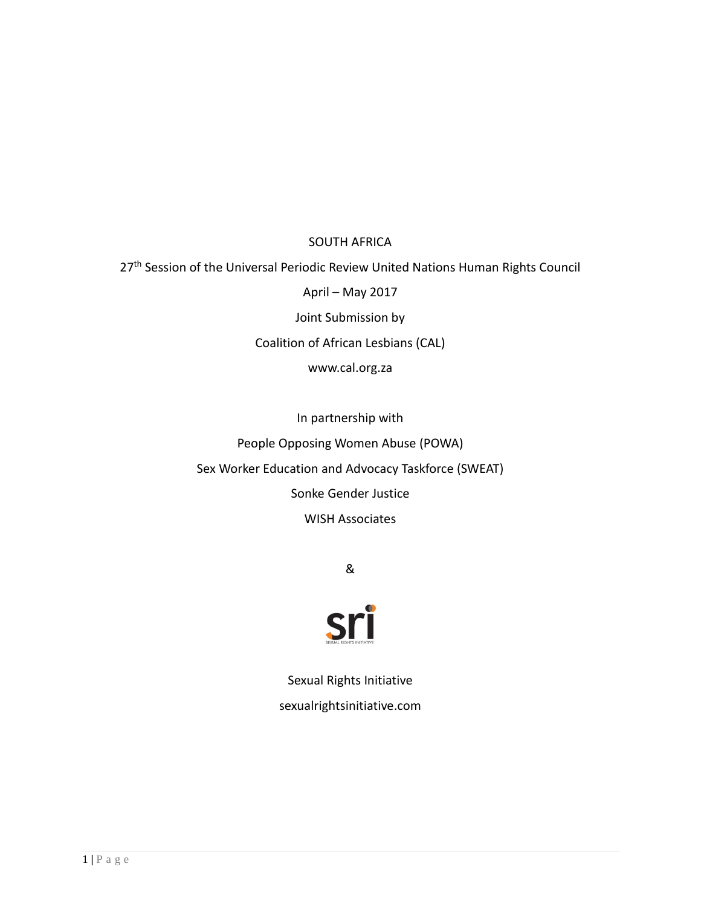SOUTH AFRICA

27th Session of the Universal Periodic Review United Nations Human Rights Council

April – May 2017

Joint Submission by

Coalition of African Lesbians (CAL)

www.cal.org.za

In partnership with

People Opposing Women Abuse (POWA)

Sex Worker Education and Advocacy Taskforce (SWEAT)

Sonke Gender Justice

WISH Associates

&

Sexual Rights Initiative

sexualrightsinitiative.com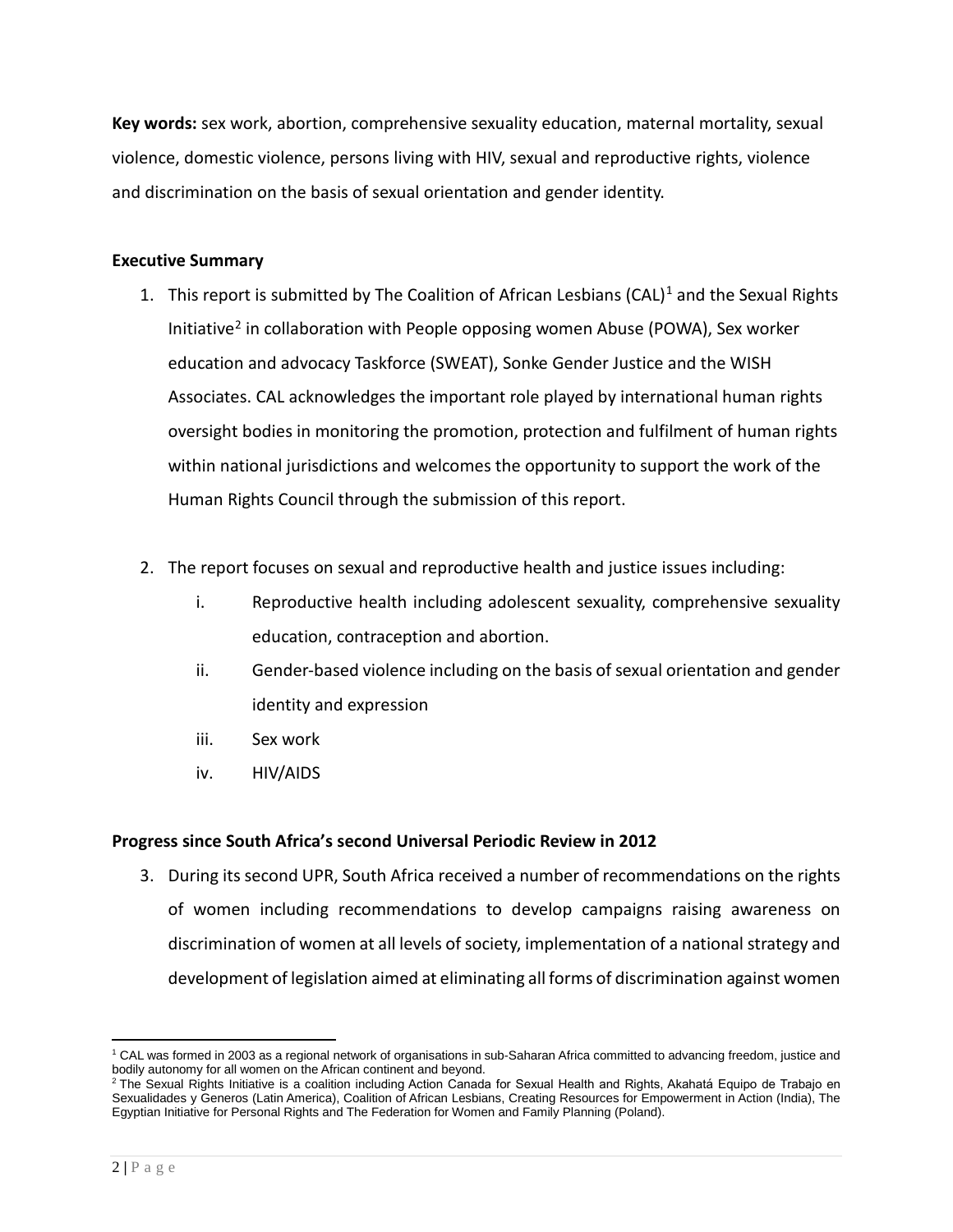**Key words:** sex work, abortion, comprehensive sexuality education, maternal mortality, sexual violence, domestic violence, persons living with HIV, sexual and reproductive rights, violence and discrimination on the basis of sexual orientation and gender identity.

**Executive Summary**

1. This report is submitted by The Coalition of African Lesbians (CAL)[1] and the Sexual Rights Initiative[2] in collaboration with People opposing women Abuse (POWA), Sex worker education and advocacy Taskforce (SWEAT), Sonke Gender Justice and the WISH Associates. CAL acknowledges the important role played by international human rights oversight bodies in monitoring the promotion, protection and fulfilment of human rights within national jurisdictions and welcomes the opportunity to support the work of the Human Rights Council through the submission of this report.

2. The report focuses on sexual and reproductive health and justice issues including:
   i. Reproductive health including adolescent sexuality, comprehensive sexuality education, contraception and abortion.
   ii. Gender-based violence including on the basis of sexual orientation and gender identity and expression
   iii. Sex work
   iv. HIV/AIDS

**Progress since South Africa's second Universal Periodic Review in 2012**

3. During its second UPR, South Africa received a number of recommendations on the rights of women including recommendations to develop campaigns raising awareness on discrimination of women at all levels of society, implementation of a national strategy and development of legislation aimed at eliminating all forms of discrimination against women

---

[1] CAL was formed in 2003 as a regional network of organisations in sub-Saharan Africa committed to advancing freedom, justice and bodily autonomy for all women on the African continent and beyond.

[2] The Sexual Rights Initiative is a coalition including Action Canada for Sexual Health and Rights, Akahatá Equipo de Trabajo en Sexualidades y Generos (Latin America), Coalition of African Lesbians, Creating Resources for Empowerment in Action (India), The Egyptian Initiative for Personal Rights and The Federation for Women and Family Planning (Poland).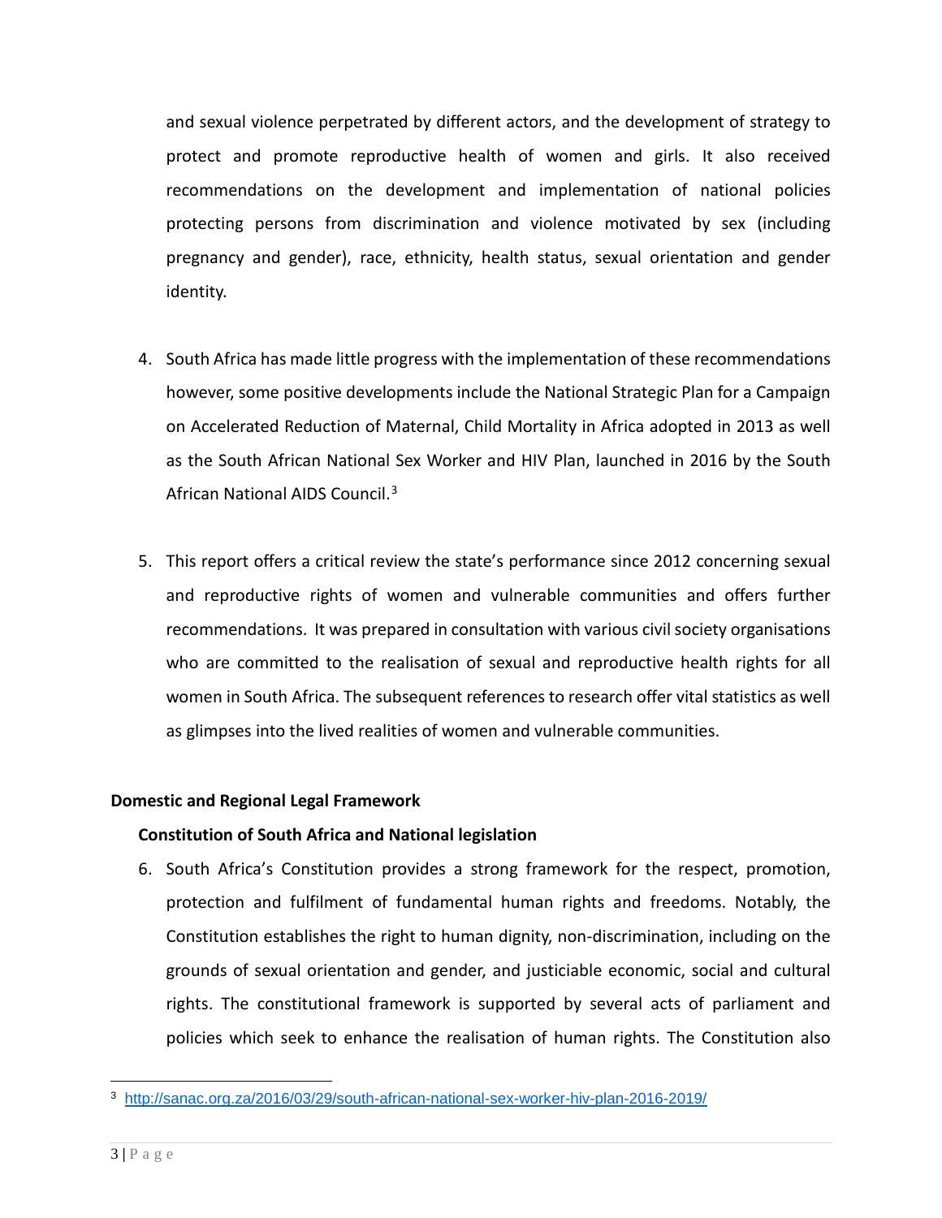and sexual violence perpetrated by different actors, and the development of strategy to protect and promote reproductive health of women and girls. It also received recommendations on the development and implementation of national policies protecting persons from discrimination and violence motivated by sex (including pregnancy and gender), race, ethnicity, health status, sexual orientation and gender identity.

4. South Africa has made little progress with the implementation of these recommendations however, some positive developments include the National Strategic Plan for a Campaign on Accelerated Reduction of Maternal, Child Mortality in Africa adopted in 2013 as well as the South African National Sex Worker and HIV Plan, launched in 2016 by the South African National AIDS Council.[3]

5. This report offers a critical review the state's performance since 2012 concerning sexual and reproductive rights of women and vulnerable communities and offers further recommendations. It was prepared in consultation with various civil society organisations who are committed to the realisation of sexual and reproductive health rights for all women in South Africa. The subsequent references to research offer vital statistics as well as glimpses into the lived realities of women and vulnerable communities.

## Domestic and Regional Legal Framework

### Constitution of South Africa and National legislation

6. South Africa's Constitution provides a strong framework for the respect, promotion, protection and fulfilment of fundamental human rights and freedoms. Notably, the Constitution establishes the right to human dignity, non-discrimination, including on the grounds of sexual orientation and gender, and justiciable economic, social and cultural rights. The constitutional framework is supported by several acts of parliament and policies which seek to enhance the realisation of human rights. The Constitution also

[3] http://sanac.org.za/2016/03/29/south-african-national-sex-worker-hiv-plan-2016-2019/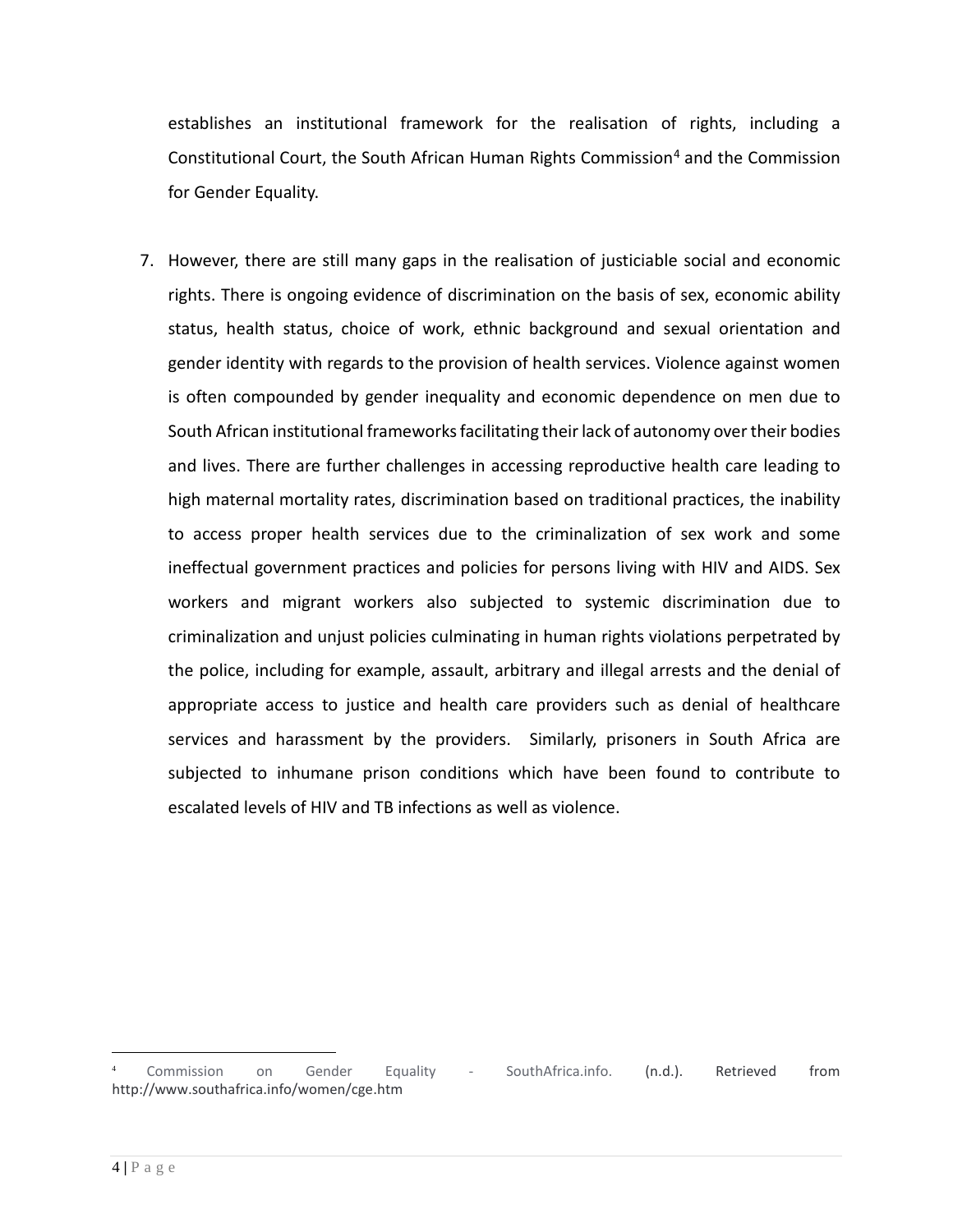establishes an institutional framework for the realisation of rights, including a Constitutional Court, the South African Human Rights Commission[4] and the Commission for Gender Equality.

7. However, there are still many gaps in the realisation of justiciable social and economic rights. There is ongoing evidence of discrimination on the basis of sex, economic ability status, health status, choice of work, ethnic background and sexual orientation and gender identity with regards to the provision of health services. Violence against women is often compounded by gender inequality and economic dependence on men due to South African institutional frameworks facilitating their lack of autonomy over their bodies and lives. There are further challenges in accessing reproductive health care leading to high maternal mortality rates, discrimination based on traditional practices, the inability to access proper health services due to the criminalization of sex work and some ineffectual government practices and policies for persons living with HIV and AIDS. Sex workers and migrant workers also subjected to systemic discrimination due to criminalization and unjust policies culminating in human rights violations perpetrated by the police, including for example, assault, arbitrary and illegal arrests and the denial of appropriate access to justice and health care providers such as denial of healthcare services and harassment by the providers. Similarly, prisoners in South Africa are subjected to inhumane prison conditions which have been found to contribute to escalated levels of HIV and TB infections as well as violence.

---

[4] Commission on Gender Equality - SouthAfrica.info. (n.d.). Retrieved from http://www.southafrica.info/women/cge.htm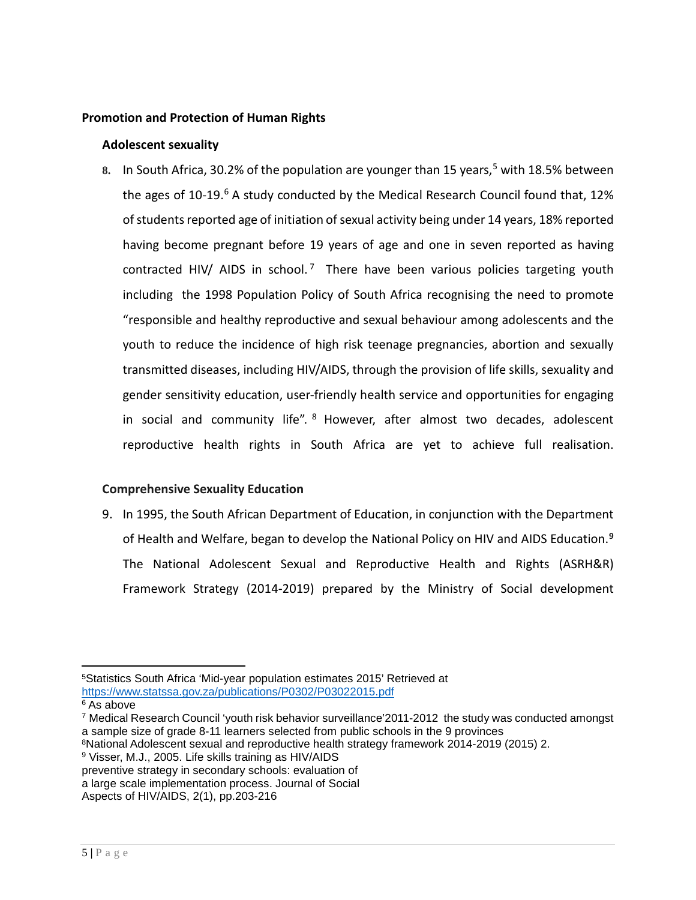## Promotion and Protection of Human Rights

### Adolescent sexuality

8. In South Africa, 30.2% of the population are younger than 15 years,[5] with 18.5% between the ages of 10-19.[6] A study conducted by the Medical Research Council found that, 12% of students reported age of initiation of sexual activity being under 14 years, 18% reported having become pregnant before 19 years of age and one in seven reported as having contracted HIV/ AIDS in school.[7] There have been various policies targeting youth including the 1998 Population Policy of South Africa recognising the need to promote "responsible and healthy reproductive and sexual behaviour among adolescents and the youth to reduce the incidence of high risk teenage pregnancies, abortion and sexually transmitted diseases, including HIV/AIDS, through the provision of life skills, sexuality and gender sensitivity education, user-friendly health service and opportunities for engaging in social and community life".[8] However, after almost two decades, adolescent reproductive health rights in South Africa are yet to achieve full realisation.

### Comprehensive Sexuality Education

9. In 1995, the South African Department of Education, in conjunction with the Department of Health and Welfare, began to develop the National Policy on HIV and AIDS Education.[9] The National Adolescent Sexual and Reproductive Health and Rights (ASRH&R) Framework Strategy (2014-2019) prepared by the Ministry of Social development

---

[5] Statistics South Africa 'Mid-year population estimates 2015' Retrieved at https://www.statssa.gov.za/publications/P0302/P03022015.pdf

[6] As above

[7] Medical Research Council 'youth risk behavior surveillance'2011-2012 the study was conducted amongst a sample size of grade 8-11 learners selected from public schools in the 9 provinces

[8] National Adolescent sexual and reproductive health strategy framework 2014-2019 (2015) 2.

[9] Visser, M.J., 2005. Life skills training as HIV/AIDS preventive strategy in secondary schools: evaluation of a large scale implementation process. Journal of Social Aspects of HIV/AIDS, 2(1), pp.203-216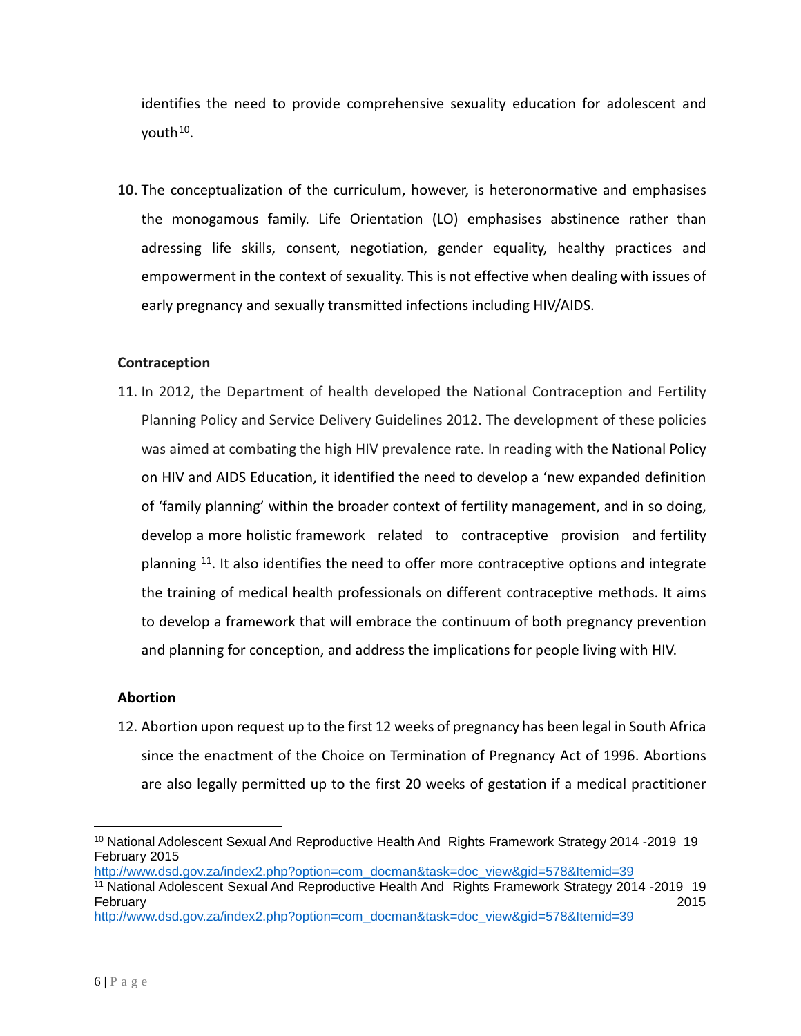identifies the need to provide comprehensive sexuality education for adolescent and youth[10].

**10.** The conceptualization of the curriculum, however, is heteronormative and emphasises the monogamous family. Life Orientation (LO) emphasises abstinence rather than adressing life skills, consent, negotiation, gender equality, healthy practices and empowerment in the context of sexuality. This is not effective when dealing with issues of early pregnancy and sexually transmitted infections including HIV/AIDS.

**Contraception**

11. In 2012, the Department of health developed the National Contraception and Fertility Planning Policy and Service Delivery Guidelines 2012. The development of these policies was aimed at combating the high HIV prevalence rate. In reading with the National Policy on HIV and AIDS Education, it identified the need to develop a 'new expanded definition of 'family planning' within the broader context of fertility management, and in so doing, develop a more holistic framework related to contraceptive provision and fertility planning [11]. It also identifies the need to offer more contraceptive options and integrate the training of medical health professionals on different contraceptive methods. It aims to develop a framework that will embrace the continuum of both pregnancy prevention and planning for conception, and address the implications for people living with HIV.

**Abortion**

12. Abortion upon request up to the first 12 weeks of pregnancy has been legal in South Africa since the enactment of the Choice on Termination of Pregnancy Act of 1996. Abortions are also legally permitted up to the first 20 weeks of gestation if a medical practitioner

---

[10] National Adolescent Sexual And Reproductive Health And Rights Framework Strategy 2014 -2019 19 February 2015 http://www.dsd.gov.za/index2.php?option=com_docman&task=doc_view&gid=578&Itemid=39

[11] National Adolescent Sexual And Reproductive Health And Rights Framework Strategy 2014 -2019 19 February 2015 http://www.dsd.gov.za/index2.php?option=com_docman&task=doc_view&gid=578&Itemid=39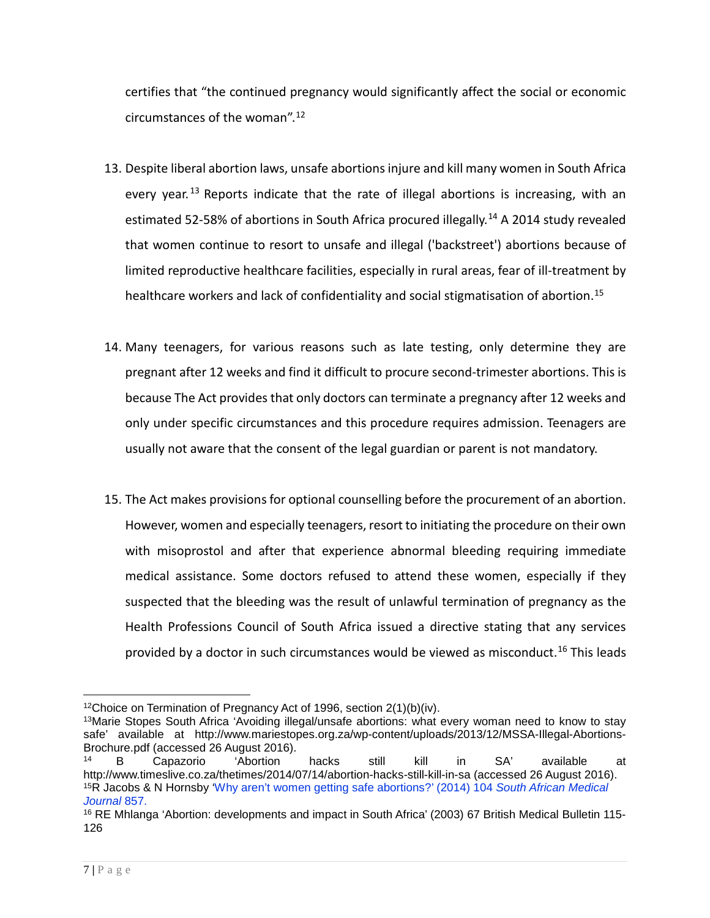certifies that "the continued pregnancy would significantly affect the social or economic circumstances of the woman".[12]

13. Despite liberal abortion laws, unsafe abortions injure and kill many women in South Africa every year.[13] Reports indicate that the rate of illegal abortions is increasing, with an estimated 52-58% of abortions in South Africa procured illegally.[14] A 2014 study revealed that women continue to resort to unsafe and illegal ('backstreet') abortions because of limited reproductive healthcare facilities, especially in rural areas, fear of ill-treatment by healthcare workers and lack of confidentiality and social stigmatisation of abortion.[15]

14. Many teenagers, for various reasons such as late testing, only determine they are pregnant after 12 weeks and find it difficult to procure second-trimester abortions. This is because The Act provides that only doctors can terminate a pregnancy after 12 weeks and only under specific circumstances and this procedure requires admission. Teenagers are usually not aware that the consent of the legal guardian or parent is not mandatory.

15. The Act makes provisions for optional counselling before the procurement of an abortion. However, women and especially teenagers, resort to initiating the procedure on their own with misoprostol and after that experience abnormal bleeding requiring immediate medical assistance. Some doctors refused to attend these women, especially if they suspected that the bleeding was the result of unlawful termination of pregnancy as the Health Professions Council of South Africa issued a directive stating that any services provided by a doctor in such circumstances would be viewed as misconduct.[16] This leads

---

[12] Choice on Termination of Pregnancy Act of 1996, section 2(1)(b)(iv).

[13] Marie Stopes South Africa 'Avoiding illegal/unsafe abortions: what every woman need to know to stay safe' available at http://www.mariestopes.org.za/wp-content/uploads/2013/12/MSSA-Illegal-Abortions-Brochure.pdf (accessed 26 August 2016).

[14] B Capazorio 'Abortion hacks still kill in SA' available at http://www.timeslive.co.za/thetimes/2014/07/14/abortion-hacks-still-kill-in-sa (accessed 26 August 2016).

[15] R Jacobs & N Hornsby 'Why aren't women getting safe abortions?' (2014) 104 *South African Medical Journal* 857.

[16] RE Mhlanga 'Abortion: developments and impact in South Africa' (2003) 67 British Medical Bulletin 115-126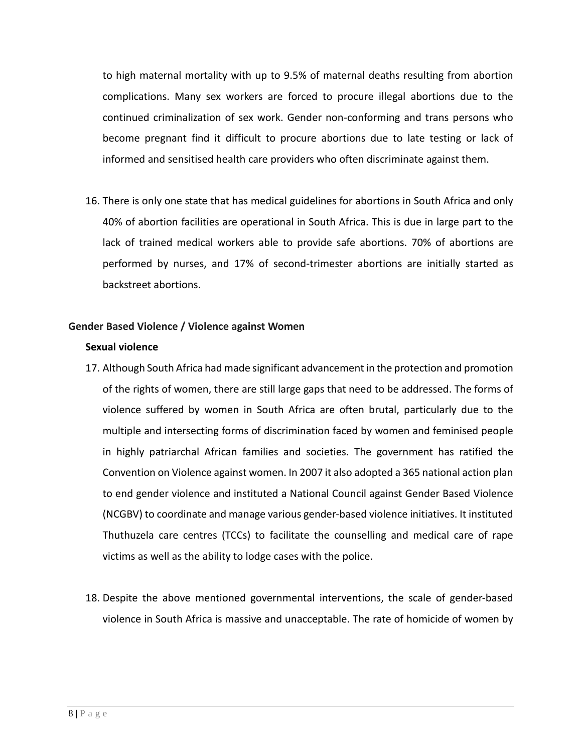to high maternal mortality with up to 9.5% of maternal deaths resulting from abortion complications. Many sex workers are forced to procure illegal abortions due to the continued criminalization of sex work. Gender non-conforming and trans persons who become pregnant find it difficult to procure abortions due to late testing or lack of informed and sensitised health care providers who often discriminate against them.

16. There is only one state that has medical guidelines for abortions in South Africa and only 40% of abortion facilities are operational in South Africa. This is due in large part to the lack of trained medical workers able to provide safe abortions. 70% of abortions are performed by nurses, and 17% of second-trimester abortions are initially started as backstreet abortions.

**Gender Based Violence / Violence against Women**

**Sexual violence**

17. Although South Africa had made significant advancement in the protection and promotion of the rights of women, there are still large gaps that need to be addressed. The forms of violence suffered by women in South Africa are often brutal, particularly due to the multiple and intersecting forms of discrimination faced by women and feminised people in highly patriarchal African families and societies. The government has ratified the Convention on Violence against women. In 2007 it also adopted a 365 national action plan to end gender violence and instituted a National Council against Gender Based Violence (NCGBV) to coordinate and manage various gender-based violence initiatives. It instituted Thuthuzela care centres (TCCs) to facilitate the counselling and medical care of rape victims as well as the ability to lodge cases with the police.

18. Despite the above mentioned governmental interventions, the scale of gender-based violence in South Africa is massive and unacceptable. The rate of homicide of women by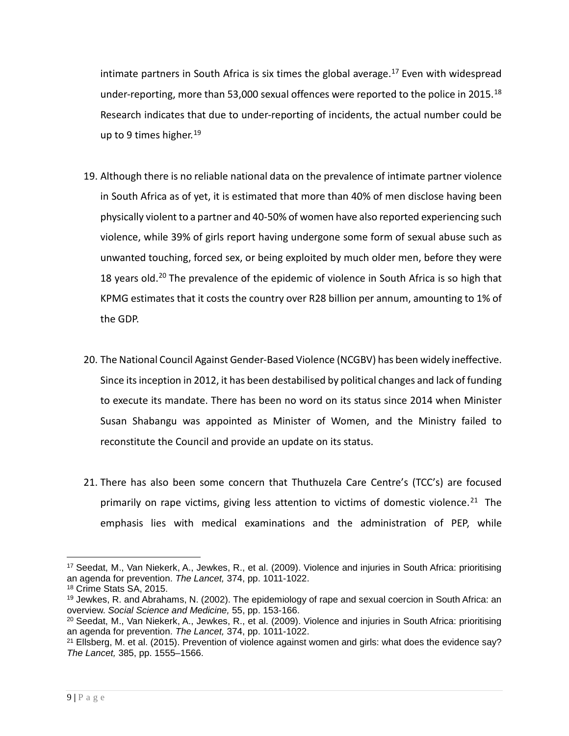intimate partners in South Africa is six times the global average.[17] Even with widespread under-reporting, more than 53,000 sexual offences were reported to the police in 2015.[18] Research indicates that due to under-reporting of incidents, the actual number could be up to 9 times higher.[19]

19. Although there is no reliable national data on the prevalence of intimate partner violence in South Africa as of yet, it is estimated that more than 40% of men disclose having been physically violent to a partner and 40-50% of women have also reported experiencing such violence, while 39% of girls report having undergone some form of sexual abuse such as unwanted touching, forced sex, or being exploited by much older men, before they were 18 years old.[20] The prevalence of the epidemic of violence in South Africa is so high that KPMG estimates that it costs the country over R28 billion per annum, amounting to 1% of the GDP.

20. The National Council Against Gender-Based Violence (NCGBV) has been widely ineffective. Since its inception in 2012, it has been destabilised by political changes and lack of funding to execute its mandate. There has been no word on its status since 2014 when Minister Susan Shabangu was appointed as Minister of Women, and the Ministry failed to reconstitute the Council and provide an update on its status.

21. There has also been some concern that Thuthuzela Care Centre's (TCC's) are focused primarily on rape victims, giving less attention to victims of domestic violence.[21] The emphasis lies with medical examinations and the administration of PEP, while

---

[17] Seedat, M., Van Niekerk, A., Jewkes, R., et al. (2009). Violence and injuries in South Africa: prioritising an agenda for prevention. *The Lancet,* 374, pp. 1011-1022.

[18] Crime Stats SA, 2015.

[19] Jewkes, R. and Abrahams, N. (2002). The epidemiology of rape and sexual coercion in South Africa: an overview. *Social Science and Medicine,* 55, pp. 153-166.

[20] Seedat, M., Van Niekerk, A., Jewkes, R., et al. (2009). Violence and injuries in South Africa: prioritising an agenda for prevention. *The Lancet,* 374, pp. 1011-1022.

[21] Ellsberg, M. et al. (2015). Prevention of violence against women and girls: what does the evidence say? *The Lancet,* 385, pp. 1555–1566.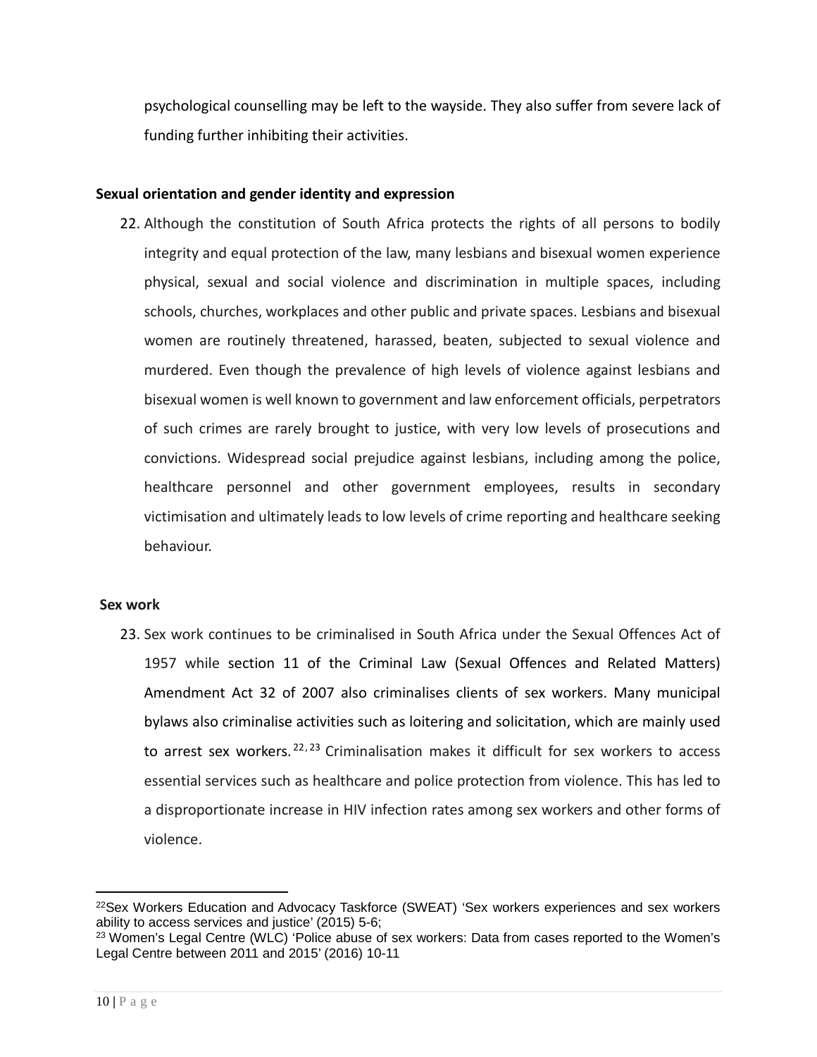psychological counselling may be left to the wayside. They also suffer from severe lack of funding further inhibiting their activities.

**Sexual orientation and gender identity and expression**

22. Although the constitution of South Africa protects the rights of all persons to bodily integrity and equal protection of the law, many lesbians and bisexual women experience physical, sexual and social violence and discrimination in multiple spaces, including schools, churches, workplaces and other public and private spaces. Lesbians and bisexual women are routinely threatened, harassed, beaten, subjected to sexual violence and murdered. Even though the prevalence of high levels of violence against lesbians and bisexual women is well known to government and law enforcement officials, perpetrators of such crimes are rarely brought to justice, with very low levels of prosecutions and convictions. Widespread social prejudice against lesbians, including among the police, healthcare personnel and other government employees, results in secondary victimisation and ultimately leads to low levels of crime reporting and healthcare seeking behaviour.

**Sex work**

23. Sex work continues to be criminalised in South Africa under the Sexual Offences Act of 1957 while section 11 of the Criminal Law (Sexual Offences and Related Matters) Amendment Act 32 of 2007 also criminalises clients of sex workers. Many municipal bylaws also criminalise activities such as loitering and solicitation, which are mainly used to arrest sex workers.[22,23] Criminalisation makes it difficult for sex workers to access essential services such as healthcare and police protection from violence. This has led to a disproportionate increase in HIV infection rates among sex workers and other forms of violence.

[22] Sex Workers Education and Advocacy Taskforce (SWEAT) 'Sex workers experiences and sex workers ability to access services and justice' (2015) 5-6;

[23] Women's Legal Centre (WLC) 'Police abuse of sex workers: Data from cases reported to the Women's Legal Centre between 2011 and 2015' (2016) 10-11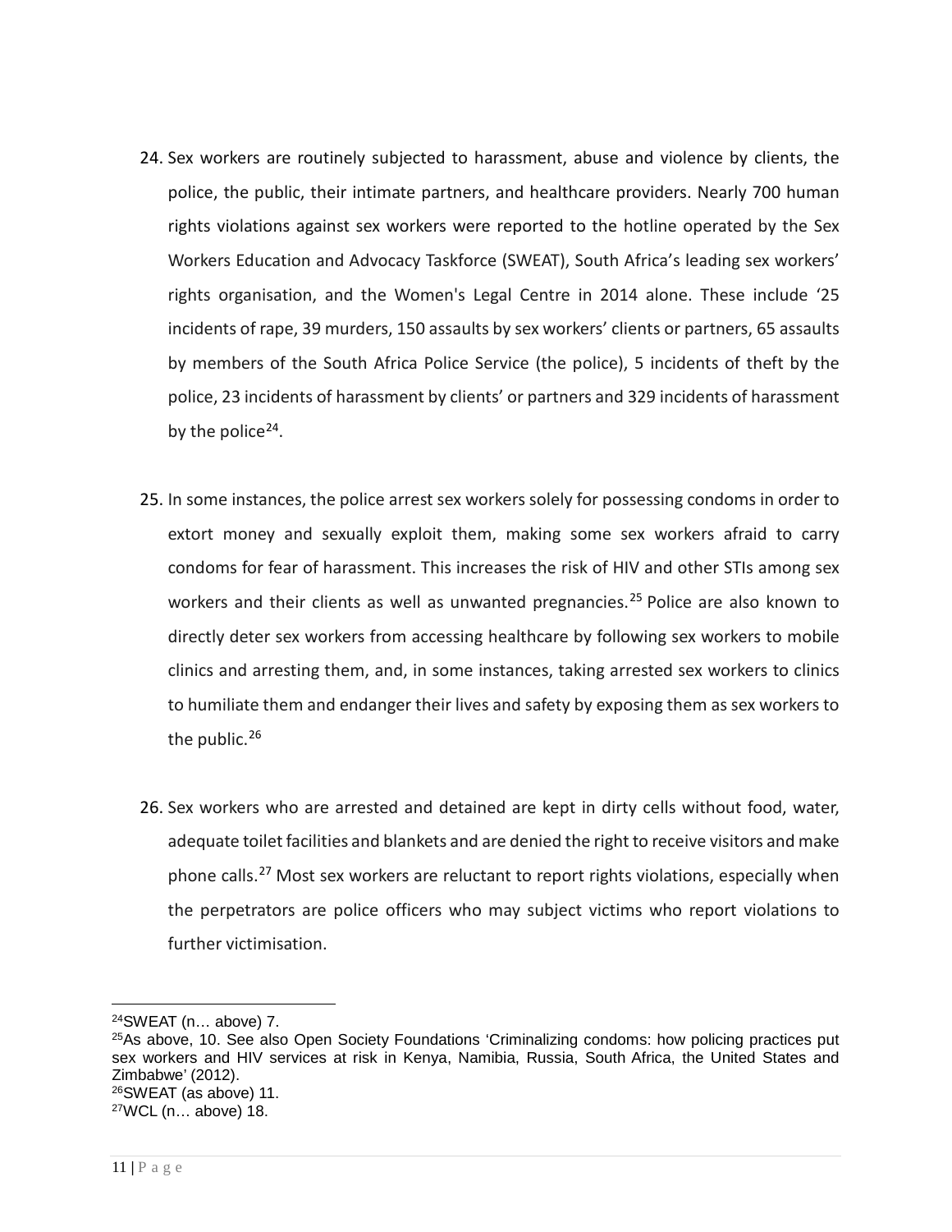24. Sex workers are routinely subjected to harassment, abuse and violence by clients, the police, the public, their intimate partners, and healthcare providers. Nearly 700 human rights violations against sex workers were reported to the hotline operated by the Sex Workers Education and Advocacy Taskforce (SWEAT), South Africa's leading sex workers' rights organisation, and the Women's Legal Centre in 2014 alone. These include '25 incidents of rape, 39 murders, 150 assaults by sex workers' clients or partners, 65 assaults by members of the South Africa Police Service (the police), 5 incidents of theft by the police, 23 incidents of harassment by clients' or partners and 329 incidents of harassment by the police[24].

25. In some instances, the police arrest sex workers solely for possessing condoms in order to extort money and sexually exploit them, making some sex workers afraid to carry condoms for fear of harassment. This increases the risk of HIV and other STIs among sex workers and their clients as well as unwanted pregnancies.[25] Police are also known to directly deter sex workers from accessing healthcare by following sex workers to mobile clinics and arresting them, and, in some instances, taking arrested sex workers to clinics to humiliate them and endanger their lives and safety by exposing them as sex workers to the public.[26]

26. Sex workers who are arrested and detained are kept in dirty cells without food, water, adequate toilet facilities and blankets and are denied the right to receive visitors and make phone calls.[27] Most sex workers are reluctant to report rights violations, especially when the perpetrators are police officers who may subject victims who report violations to further victimisation.

---

[24] SWEAT (n… above) 7.

[25] As above, 10. See also Open Society Foundations 'Criminalizing condoms: how policing practices put sex workers and HIV services at risk in Kenya, Namibia, Russia, South Africa, the United States and Zimbabwe' (2012).

[26] SWEAT (as above) 11.

[27] WCL (n… above) 18.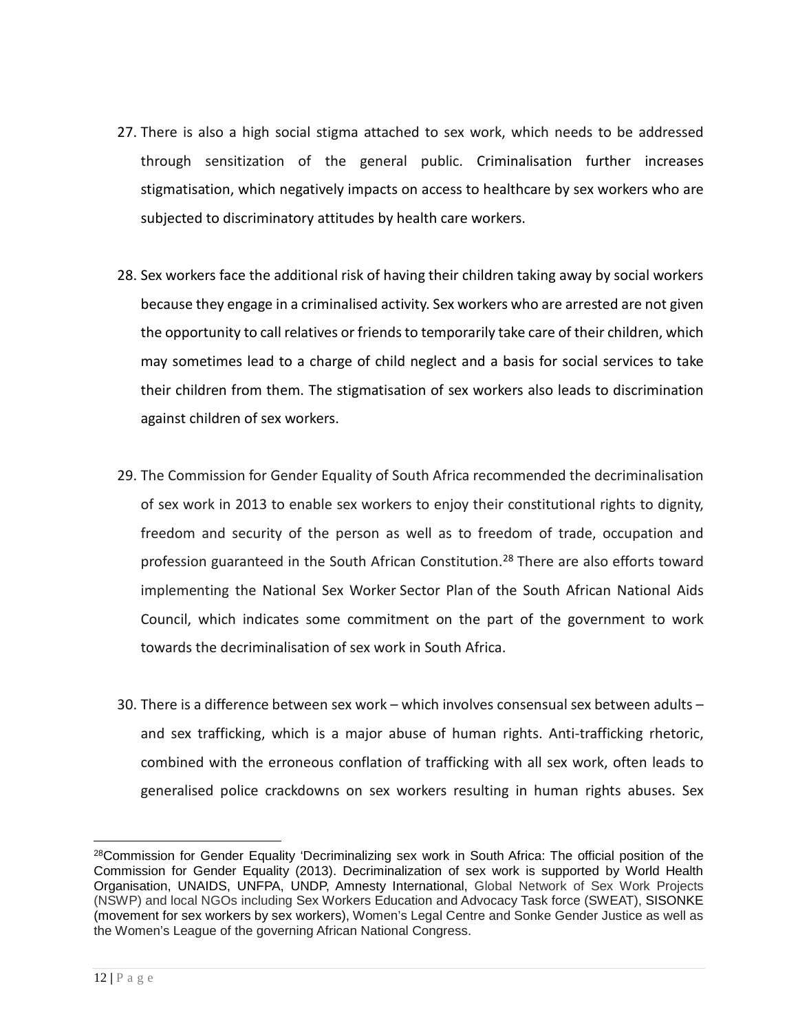27. There is also a high social stigma attached to sex work, which needs to be addressed through sensitization of the general public. Criminalisation further increases stigmatisation, which negatively impacts on access to healthcare by sex workers who are subjected to discriminatory attitudes by health care workers.

28. Sex workers face the additional risk of having their children taking away by social workers because they engage in a criminalised activity. Sex workers who are arrested are not given the opportunity to call relatives or friends to temporarily take care of their children, which may sometimes lead to a charge of child neglect and a basis for social services to take their children from them. The stigmatisation of sex workers also leads to discrimination against children of sex workers.

29. The Commission for Gender Equality of South Africa recommended the decriminalisation of sex work in 2013 to enable sex workers to enjoy their constitutional rights to dignity, freedom and security of the person as well as to freedom of trade, occupation and profession guaranteed in the South African Constitution.[28] There are also efforts toward implementing the National Sex Worker Sector Plan of the South African National Aids Council, which indicates some commitment on the part of the government to work towards the decriminalisation of sex work in South Africa.

30. There is a difference between sex work – which involves consensual sex between adults – and sex trafficking, which is a major abuse of human rights. Anti-trafficking rhetoric, combined with the erroneous conflation of trafficking with all sex work, often leads to generalised police crackdowns on sex workers resulting in human rights abuses. Sex

---

[28] Commission for Gender Equality 'Decriminalizing sex work in South Africa: The official position of the Commission for Gender Equality (2013). Decriminalization of sex work is supported by World Health Organisation, UNAIDS, UNFPA, UNDP, Amnesty International, Global Network of Sex Work Projects (NSWP) and local NGOs including Sex Workers Education and Advocacy Task force (SWEAT), SISONKE (movement for sex workers by sex workers), Women's Legal Centre and Sonke Gender Justice as well as the Women's League of the governing African National Congress.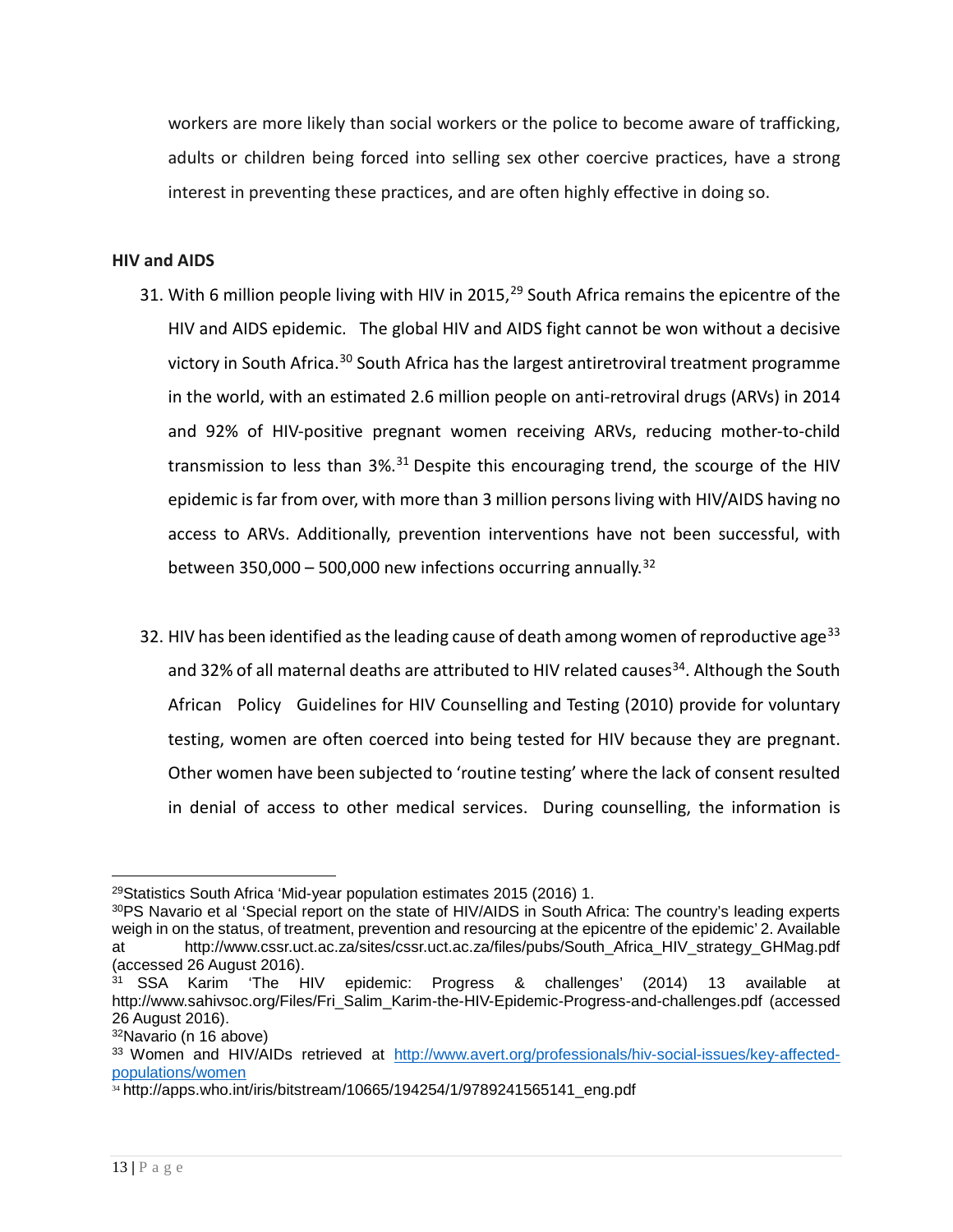workers are more likely than social workers or the police to become aware of trafficking, adults or children being forced into selling sex other coercive practices, have a strong interest in preventing these practices, and are often highly effective in doing so.

**HIV and AIDS**

31. With 6 million people living with HIV in 2015,[29] South Africa remains the epicentre of the HIV and AIDS epidemic. The global HIV and AIDS fight cannot be won without a decisive victory in South Africa.[30] South Africa has the largest antiretroviral treatment programme in the world, with an estimated 2.6 million people on anti-retroviral drugs (ARVs) in 2014 and 92% of HIV-positive pregnant women receiving ARVs, reducing mother-to-child transmission to less than 3%.[31] Despite this encouraging trend, the scourge of the HIV epidemic is far from over, with more than 3 million persons living with HIV/AIDS having no access to ARVs. Additionally, prevention interventions have not been successful, with between 350,000 – 500,000 new infections occurring annually.[32]

32. HIV has been identified as the leading cause of death among women of reproductive age[33] and 32% of all maternal deaths are attributed to HIV related causes[34]. Although the South African Policy Guidelines for HIV Counselling and Testing (2010) provide for voluntary testing, women are often coerced into being tested for HIV because they are pregnant. Other women have been subjected to 'routine testing' where the lack of consent resulted in denial of access to other medical services. During counselling, the information is

---

[29] Statistics South Africa 'Mid-year population estimates 2015 (2016) 1.

[30] PS Navario et al 'Special report on the state of HIV/AIDS in South Africa: The country's leading experts weigh in on the status, of treatment, prevention and resourcing at the epicentre of the epidemic' 2. Available at http://www.cssr.uct.ac.za/sites/cssr.uct.ac.za/files/pubs/South_Africa_HIV_strategy_GHMag.pdf (accessed 26 August 2016).

[31] SSA Karim 'The HIV epidemic: Progress & challenges' (2014) 13 available at http://www.sahivsoc.org/Files/Fri_Salim_Karim-the-HIV-Epidemic-Progress-and-challenges.pdf (accessed 26 August 2016).

[32] Navario (n 16 above)

[33] Women and HIV/AIDs retrieved at http://www.avert.org/professionals/hiv-social-issues/key-affected-populations/women

[34] http://apps.who.int/iris/bitstream/10665/194254/1/9789241565141_eng.pdf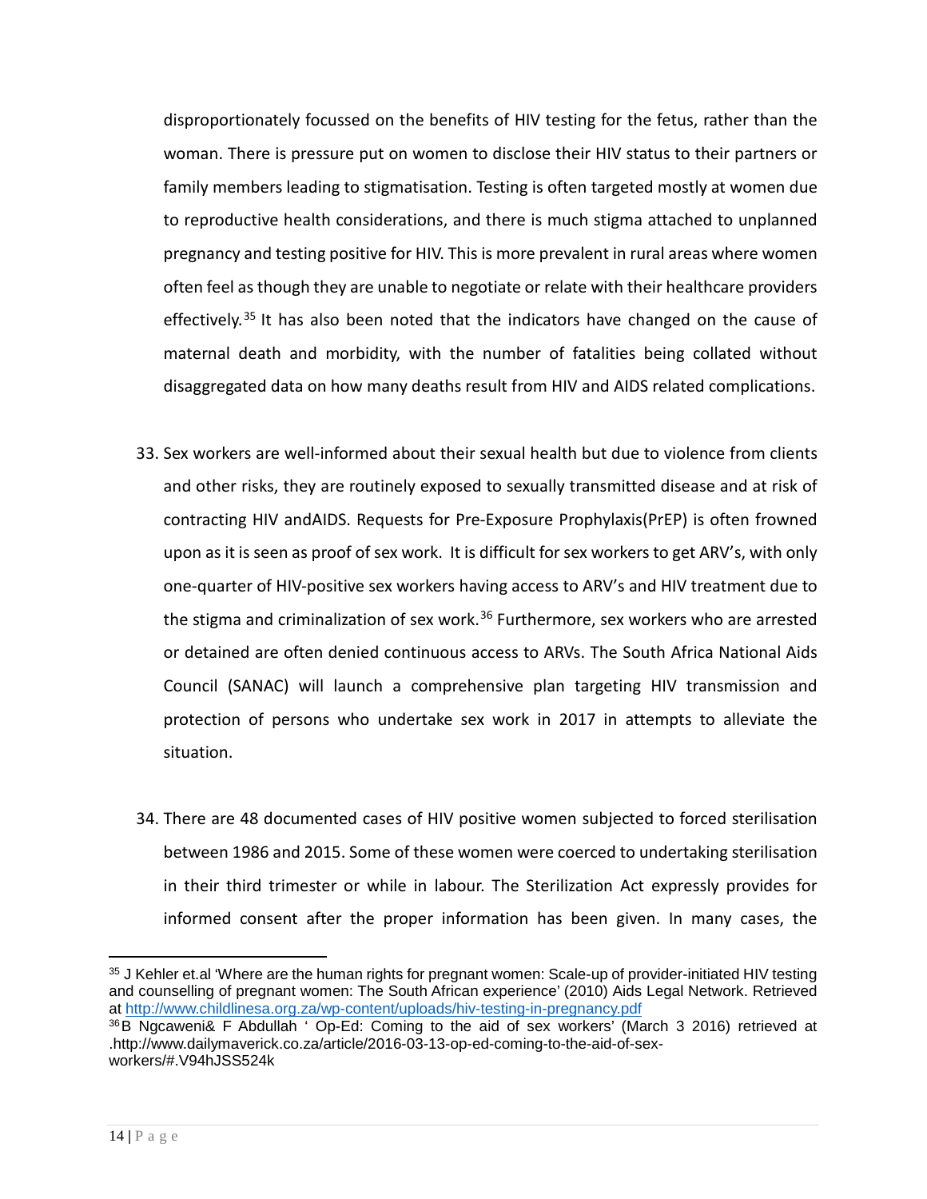disproportionately focussed on the benefits of HIV testing for the fetus, rather than the woman. There is pressure put on women to disclose their HIV status to their partners or family members leading to stigmatisation. Testing is often targeted mostly at women due to reproductive health considerations, and there is much stigma attached to unplanned pregnancy and testing positive for HIV. This is more prevalent in rural areas where women often feel as though they are unable to negotiate or relate with their healthcare providers effectively.[35] It has also been noted that the indicators have changed on the cause of maternal death and morbidity, with the number of fatalities being collated without disaggregated data on how many deaths result from HIV and AIDS related complications.

33. Sex workers are well-informed about their sexual health but due to violence from clients and other risks, they are routinely exposed to sexually transmitted disease and at risk of contracting HIV andAIDS. Requests for Pre-Exposure Prophylaxis(PrEP) is often frowned upon as it is seen as proof of sex work. It is difficult for sex workers to get ARV's, with only one-quarter of HIV-positive sex workers having access to ARV's and HIV treatment due to the stigma and criminalization of sex work.[36] Furthermore, sex workers who are arrested or detained are often denied continuous access to ARVs. The South Africa National Aids Council (SANAC) will launch a comprehensive plan targeting HIV transmission and protection of persons who undertake sex work in 2017 in attempts to alleviate the situation.

34. There are 48 documented cases of HIV positive women subjected to forced sterilisation between 1986 and 2015. Some of these women were coerced to undertaking sterilisation in their third trimester or while in labour. The Sterilization Act expressly provides for informed consent after the proper information has been given. In many cases, the

---

[35] J Kehler et.al 'Where are the human rights for pregnant women: Scale-up of provider-initiated HIV testing and counselling of pregnant women: The South African experience' (2010) Aids Legal Network. Retrieved at http://www.childlinesa.org.za/wp-content/uploads/hiv-testing-in-pregnancy.pdf

[36] B Ngcaweni& F Abdullah ' Op-Ed: Coming to the aid of sex workers' (March 3 2016) retrieved at .http://www.dailymaverick.co.za/article/2016-03-13-op-ed-coming-to-the-aid-of-sex-workers/#.V94hJSS524k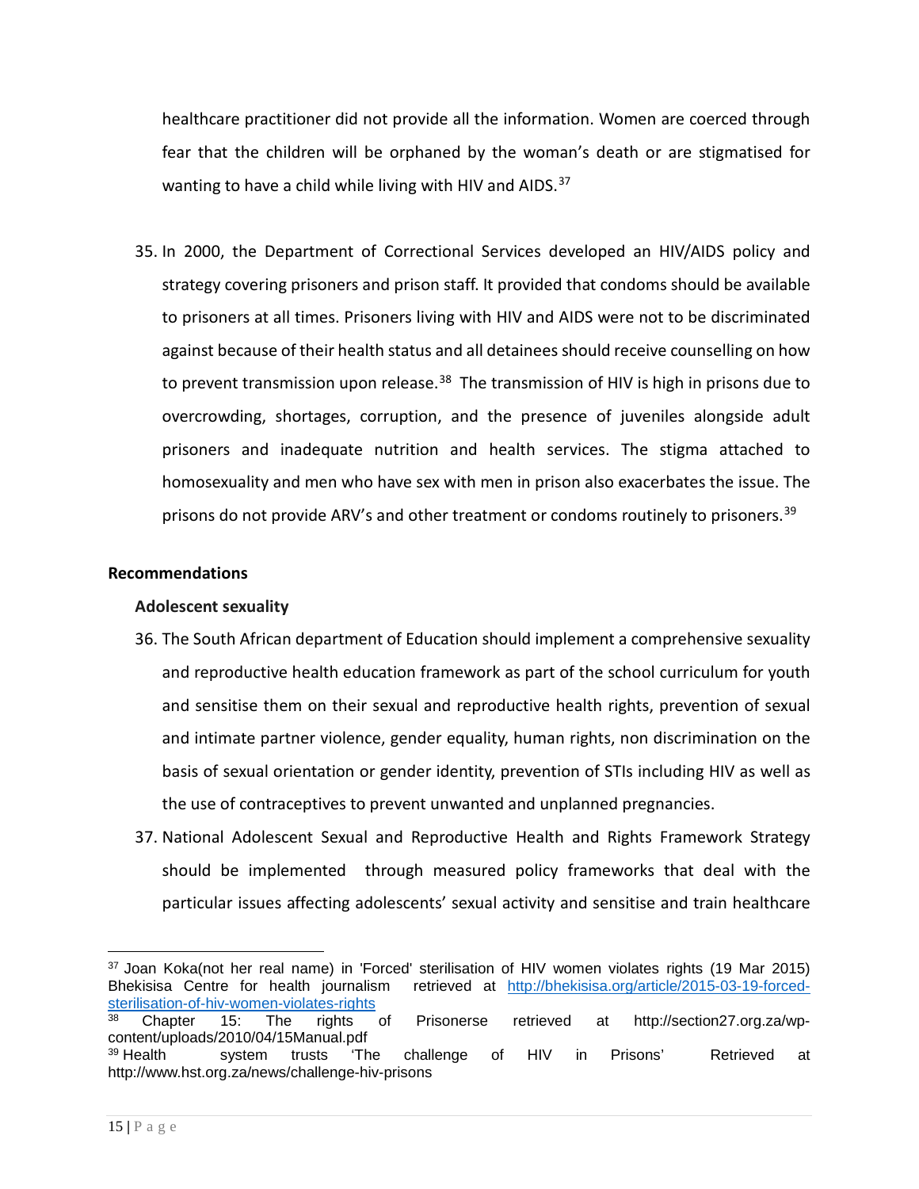healthcare practitioner did not provide all the information. Women are coerced through fear that the children will be orphaned by the woman's death or are stigmatised for wanting to have a child while living with HIV and AIDS.[37]

35. In 2000, the Department of Correctional Services developed an HIV/AIDS policy and strategy covering prisoners and prison staff. It provided that condoms should be available to prisoners at all times. Prisoners living with HIV and AIDS were not to be discriminated against because of their health status and all detainees should receive counselling on how to prevent transmission upon release.[38] The transmission of HIV is high in prisons due to overcrowding, shortages, corruption, and the presence of juveniles alongside adult prisoners and inadequate nutrition and health services. The stigma attached to homosexuality and men who have sex with men in prison also exacerbates the issue. The prisons do not provide ARV's and other treatment or condoms routinely to prisoners.[39]

**Recommendations**

**Adolescent sexuality**

36. The South African department of Education should implement a comprehensive sexuality and reproductive health education framework as part of the school curriculum for youth and sensitise them on their sexual and reproductive health rights, prevention of sexual and intimate partner violence, gender equality, human rights, non discrimination on the basis of sexual orientation or gender identity, prevention of STIs including HIV as well as the use of contraceptives to prevent unwanted and unplanned pregnancies.

37. National Adolescent Sexual and Reproductive Health and Rights Framework Strategy should be implemented through measured policy frameworks that deal with the particular issues affecting adolescents' sexual activity and sensitise and train healthcare

---

[37] Joan Koka(not her real name) in 'Forced' sterilisation of HIV women violates rights (19 Mar 2015) Bhekisisa Centre for health journalism retrieved at http://bhekisisa.org/article/2015-03-19-forced-sterilisation-of-hiv-women-violates-rights

[38] Chapter 15: The rights of Prisonerse retrieved at http://section27.org.za/wp-content/uploads/2010/04/15Manual.pdf

[39] Health system trusts 'The challenge of HIV in Prisons' Retrieved at http://www.hst.org.za/news/challenge-hiv-prisons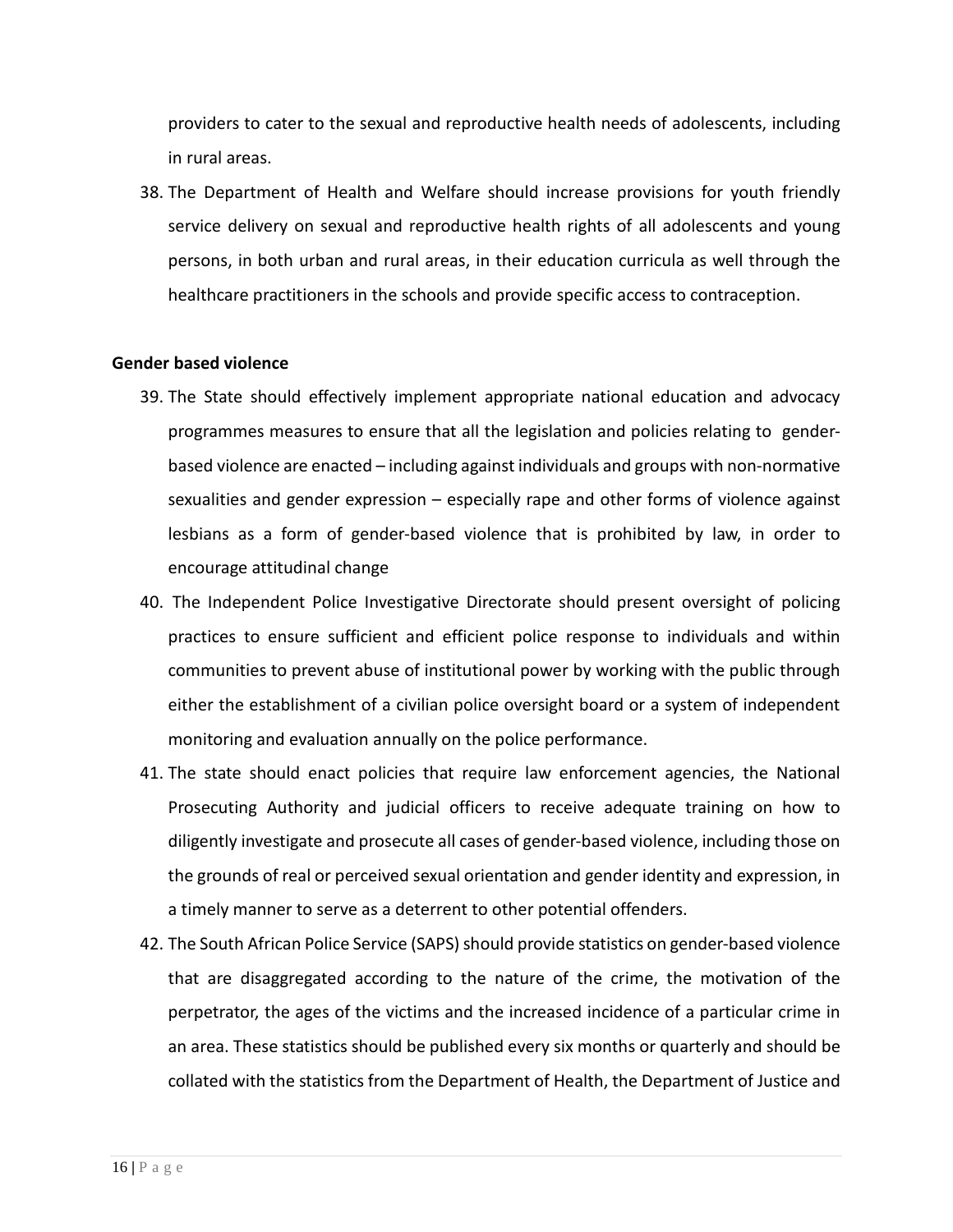providers to cater to the sexual and reproductive health needs of adolescents, including in rural areas.

38. The Department of Health and Welfare should increase provisions for youth friendly service delivery on sexual and reproductive health rights of all adolescents and young persons, in both urban and rural areas, in their education curricula as well through the healthcare practitioners in the schools and provide specific access to contraception.

**Gender based violence**

39. The State should effectively implement appropriate national education and advocacy programmes measures to ensure that all the legislation and policies relating to gender-based violence are enacted – including against individuals and groups with non-normative sexualities and gender expression – especially rape and other forms of violence against lesbians as a form of gender-based violence that is prohibited by law, in order to encourage attitudinal change
40. The Independent Police Investigative Directorate should present oversight of policing practices to ensure sufficient and efficient police response to individuals and within communities to prevent abuse of institutional power by working with the public through either the establishment of a civilian police oversight board or a system of independent monitoring and evaluation annually on the police performance.
41. The state should enact policies that require law enforcement agencies, the National Prosecuting Authority and judicial officers to receive adequate training on how to diligently investigate and prosecute all cases of gender-based violence, including those on the grounds of real or perceived sexual orientation and gender identity and expression, in a timely manner to serve as a deterrent to other potential offenders.
42. The South African Police Service (SAPS) should provide statistics on gender-based violence that are disaggregated according to the nature of the crime, the motivation of the perpetrator, the ages of the victims and the increased incidence of a particular crime in an area. These statistics should be published every six months or quarterly and should be collated with the statistics from the Department of Health, the Department of Justice and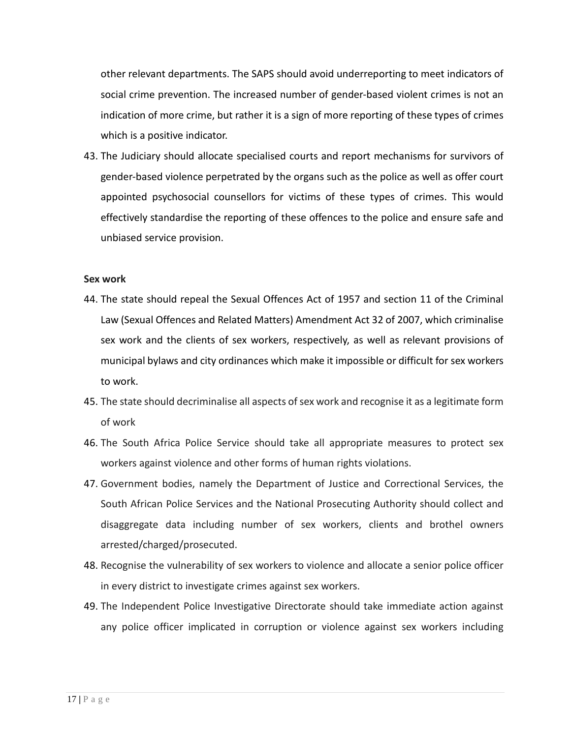other relevant departments. The SAPS should avoid underreporting to meet indicators of social crime prevention. The increased number of gender-based violent crimes is not an indication of more crime, but rather it is a sign of more reporting of these types of crimes which is a positive indicator.

43. The Judiciary should allocate specialised courts and report mechanisms for survivors of gender-based violence perpetrated by the organs such as the police as well as offer court appointed psychosocial counsellors for victims of these types of crimes. This would effectively standardise the reporting of these offences to the police and ensure safe and unbiased service provision.

**Sex work**

44. The state should repeal the Sexual Offences Act of 1957 and section 11 of the Criminal Law (Sexual Offences and Related Matters) Amendment Act 32 of 2007, which criminalise sex work and the clients of sex workers, respectively, as well as relevant provisions of municipal bylaws and city ordinances which make it impossible or difficult for sex workers to work.
45. The state should decriminalise all aspects of sex work and recognise it as a legitimate form of work
46. The South Africa Police Service should take all appropriate measures to protect sex workers against violence and other forms of human rights violations.
47. Government bodies, namely the Department of Justice and Correctional Services, the South African Police Services and the National Prosecuting Authority should collect and disaggregate data including number of sex workers, clients and brothel owners arrested/charged/prosecuted.
48. Recognise the vulnerability of sex workers to violence and allocate a senior police officer in every district to investigate crimes against sex workers.
49. The Independent Police Investigative Directorate should take immediate action against any police officer implicated in corruption or violence against sex workers including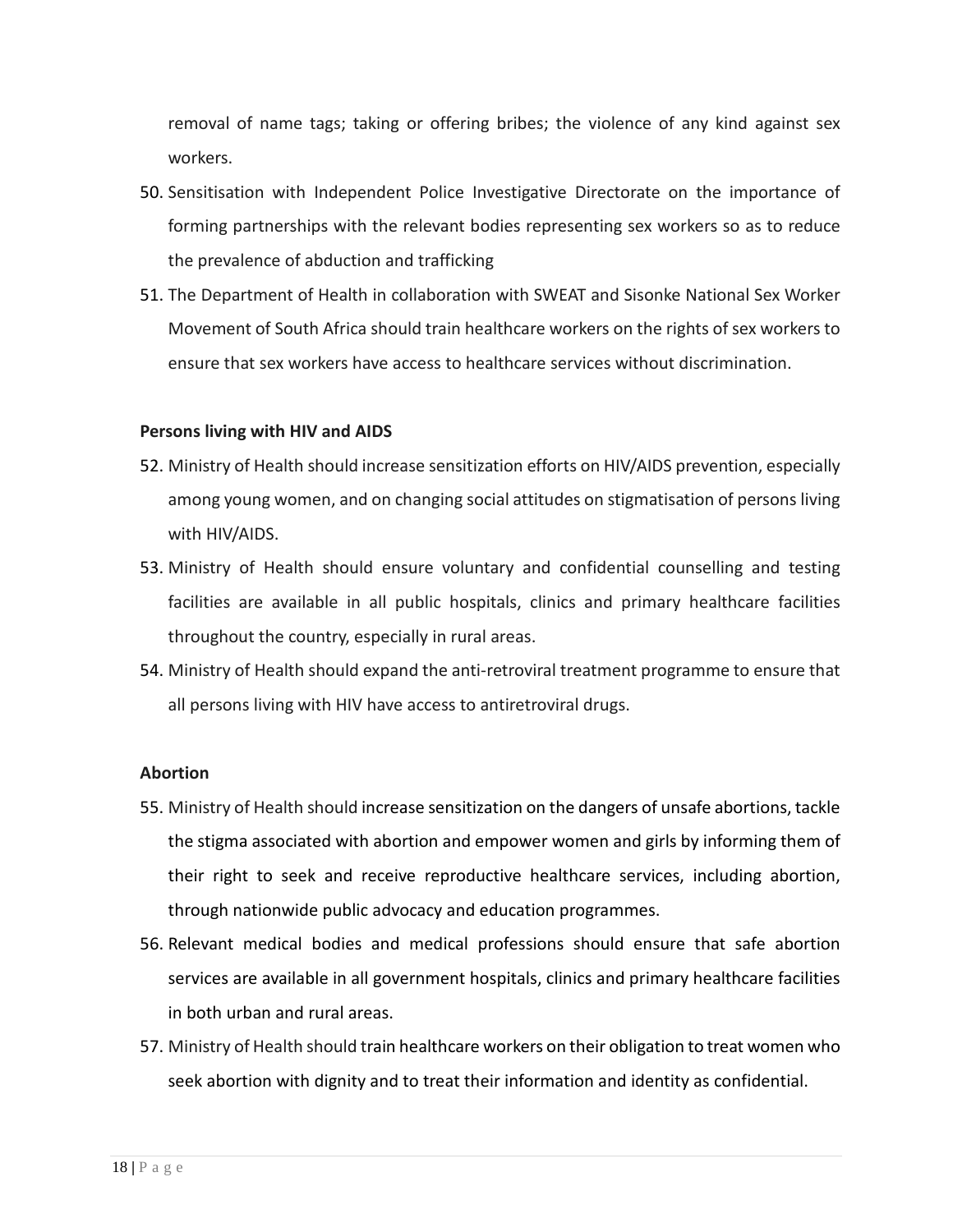removal of name tags; taking or offering bribes; the violence of any kind against sex workers.

50. Sensitisation with Independent Police Investigative Directorate on the importance of forming partnerships with the relevant bodies representing sex workers so as to reduce the prevalence of abduction and trafficking
51. The Department of Health in collaboration with SWEAT and Sisonke National Sex Worker Movement of South Africa should train healthcare workers on the rights of sex workers to ensure that sex workers have access to healthcare services without discrimination.

**Persons living with HIV and AIDS**

52. Ministry of Health should increase sensitization efforts on HIV/AIDS prevention, especially among young women, and on changing social attitudes on stigmatisation of persons living with HIV/AIDS.
53. Ministry of Health should ensure voluntary and confidential counselling and testing facilities are available in all public hospitals, clinics and primary healthcare facilities throughout the country, especially in rural areas.
54. Ministry of Health should expand the anti-retroviral treatment programme to ensure that all persons living with HIV have access to antiretroviral drugs.

**Abortion**

55. Ministry of Health should increase sensitization on the dangers of unsafe abortions, tackle the stigma associated with abortion and empower women and girls by informing them of their right to seek and receive reproductive healthcare services, including abortion, through nationwide public advocacy and education programmes.
56. Relevant medical bodies and medical professions should ensure that safe abortion services are available in all government hospitals, clinics and primary healthcare facilities in both urban and rural areas.
57. Ministry of Health should train healthcare workers on their obligation to treat women who seek abortion with dignity and to treat their information and identity as confidential.